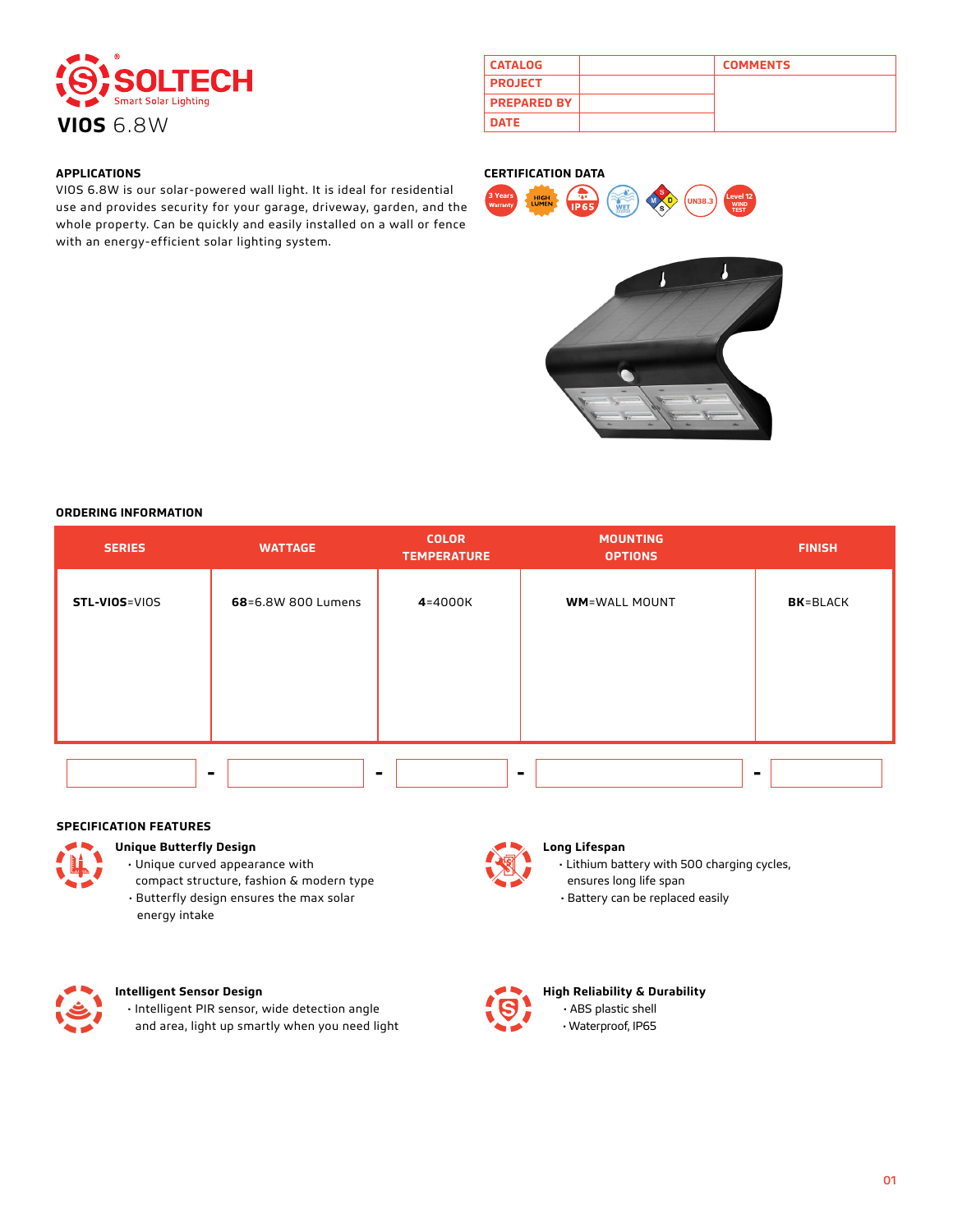SOLTECH®
Smart Solar Lighting

# VIOS 6.8W

| CATALOG | | COMMENTS |
|---|---|---|
| PROJECT | | |
| PREPARED BY | | |
| DATE | | |

## APPLICATIONS

VIOS 6.8W is our solar-powered wall light. It is ideal for residential use and provides security for your garage, driveway, garden, and the whole property. Can be quickly and easily installed on a wall or fence with an energy-efficient solar lighting system.

## CERTIFICATION DATA

3 Years Warranty · HIGH LUMEN · IP65 · WET · MSDS · UN38.3 · Level 12 WIND TEST

## ORDERING INFORMATION

| SERIES | WATTAGE | COLOR TEMPERATURE | MOUNTING OPTIONS | FINISH |
|---|---|---|---|---|
| **STL-VIOS**=VIOS | **68**=6.8W 800 Lumens | **4**=4000K | **WM**=WALL MOUNT | **BK**=BLACK |

\_\_\_\_ - \_\_\_\_ - \_\_\_\_ - \_\_\_\_ - \_\_\_\_

## SPECIFICATION FEATURES

**Unique Butterfly Design**
- Unique curved appearance with compact structure, fashion & modern type
- Butterfly design ensures the max solar energy intake

**Long Lifespan**
- Lithium battery with 500 charging cycles, ensures long life span
- Battery can be replaced easily

**Intelligent Sensor Design**
- Intelligent PIR sensor, wide detection angle and area, light up smartly when you need light

**High Reliability & Durability**
- ABS plastic shell
- Waterproof, IP65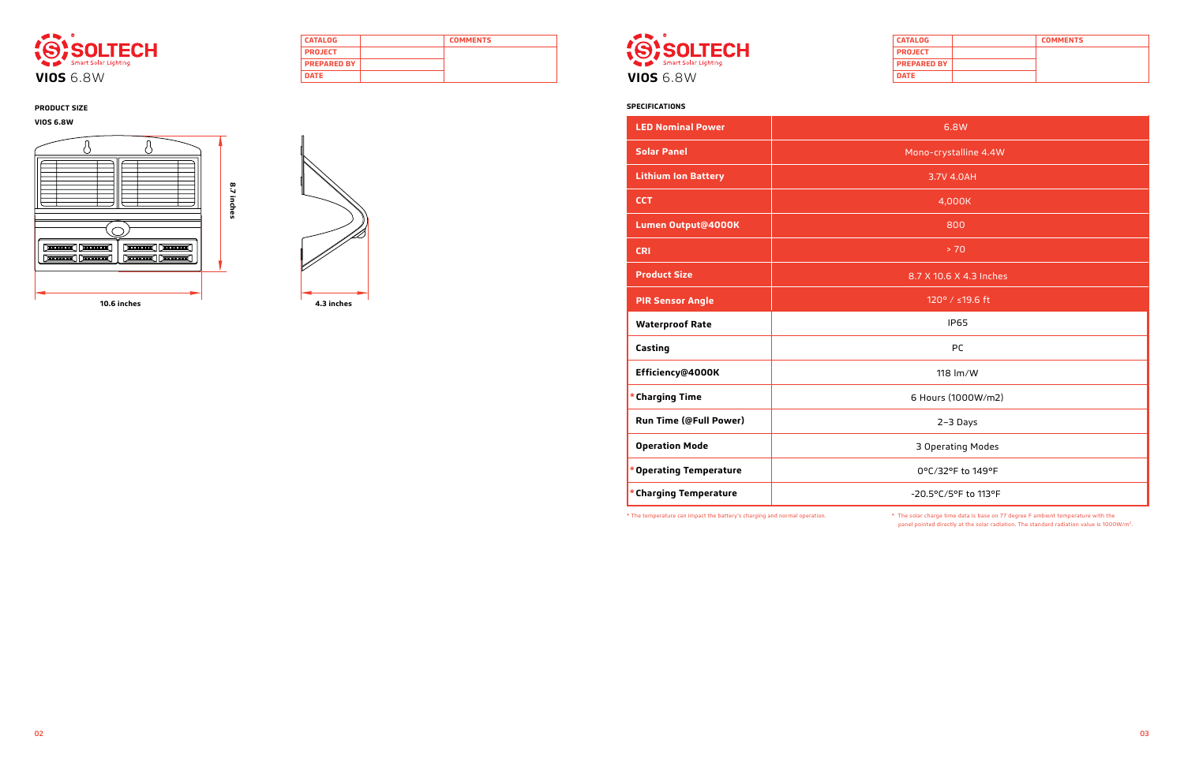# SOLTECH

Smart Solar Lighting

**VIOS** 6.8W

| CATALOG | | COMMENTS |
|---|---|---|
| PROJECT | | |
| PREPARED BY | | |
| DATE | | |

**PRODUCT SIZE**

**VIOS 6.8W**

8.7 inches

10.6 inches

4.3 inches

# SOLTECH

Smart Solar Lighting

**VIOS** 6.8W

| CATALOG | | COMMENTS |
|---|---|---|
| PROJECT | | |
| PREPARED BY | | |
| DATE | | |

**SPECIFICATIONS**

| | |
|---|---|
| **LED Nominal Power** | 6.8W |
| **Solar Panel** | Mono-crystalline 4.4W |
| **Lithium Ion Battery** | 3.7V 4.0AH |
| **CCT** | 4,000K |
| **Lumen Output@4000K** | 800 |
| **CRI** | > 70 |
| **Product Size** | 8.7 X 10.6 X 4.3 Inches |
| **PIR Sensor Angle** | 120° / ≤19.6 ft |
| **Waterproof Rate** | IP65 |
| **Casting** | PC |
| **Efficiency@4000K** | 118 lm/W |
| ***Charging Time** | 6 Hours (1000W/m2) |
| **Run Time (@Full Power)** | 2–3 Days |
| **Operation Mode** | 3 Operating Modes |
| ***Operating Temperature** | 0°C/32°F to 149°F |
| ***Charging Temperature** | -20.5°C/5°F to 113°F |

* The temperature can impact the battery's charging and normal operation.

* The solar charge time data is base on 77 degree F ambient temperature with the panel pointed directly at the solar radiation. The standard radiation value is 1000W/m².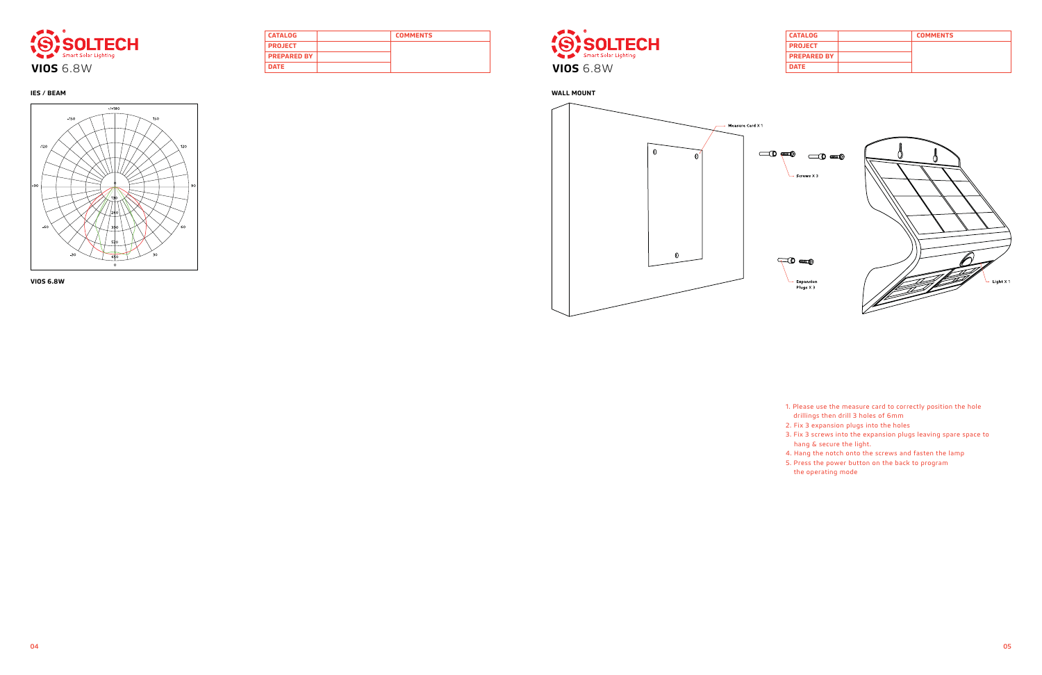# SOLTECH

Smart Solar Lighting

**VIOS** 6.8W

| CATALOG | | COMMENTS |
| --- | --- | --- |
| PROJECT | | |
| PREPARED BY | | |
| DATE | | |

### IES / BEAM

**VIOS 6.8W**

# SOLTECH

Smart Solar Lighting

**VIOS** 6.8W

| CATALOG | | COMMENTS |
| --- | --- | --- |
| PROJECT | | |
| PREPARED BY | | |
| DATE | | |

### WALL MOUNT

Measure Card X 1

Screws X 3

Expansion Plugs X 3

Light X 1

1. Please use the measure card to correctly position the hole drillings then drill 3 holes of 6mm
2. Fix 3 expansion plugs into the holes
3. Fix 3 screws into the expansion plugs leaving spare space to hang & secure the light.
4. Hang the notch onto the screws and fasten the lamp
5. Press the power button on the back to program the operating mode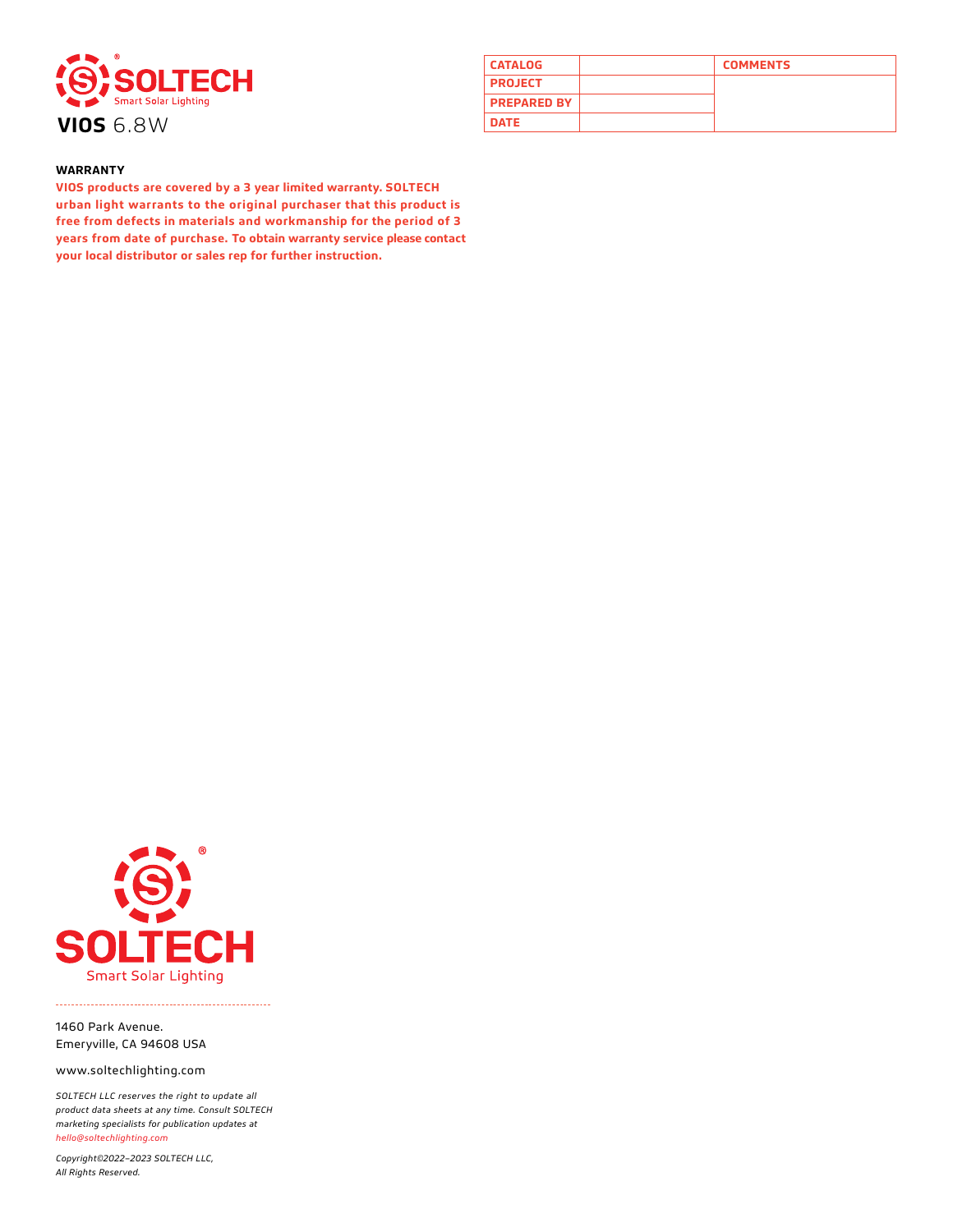SOLTECH
Smart Solar Lighting

**VIOS** 6.8W

| CATALOG | | COMMENTS |
|---|---|---|
| PROJECT | | |
| PREPARED BY | | |
| DATE | | |

**WARRANTY**

**VIOS products are covered by a 3 year limited warranty. SOLTECH urban light warrants to the original purchaser that this product is free from defects in materials and workmanship for the period of 3 years from date of purchase. To obtain warranty service please contact your local distributor or sales rep for further instruction.**

SOLTECH
Smart Solar Lighting

1460 Park Avenue.
Emeryville, CA 94608 USA

www.soltechlighting.com

*SOLTECH LLC reserves the right to update all product data sheets at any time. Consult SOLTECH marketing specialists for publication updates at hello@soltechlighting.com*

*Copyright©2022–2023 SOLTECH LLC, All Rights Reserved.*